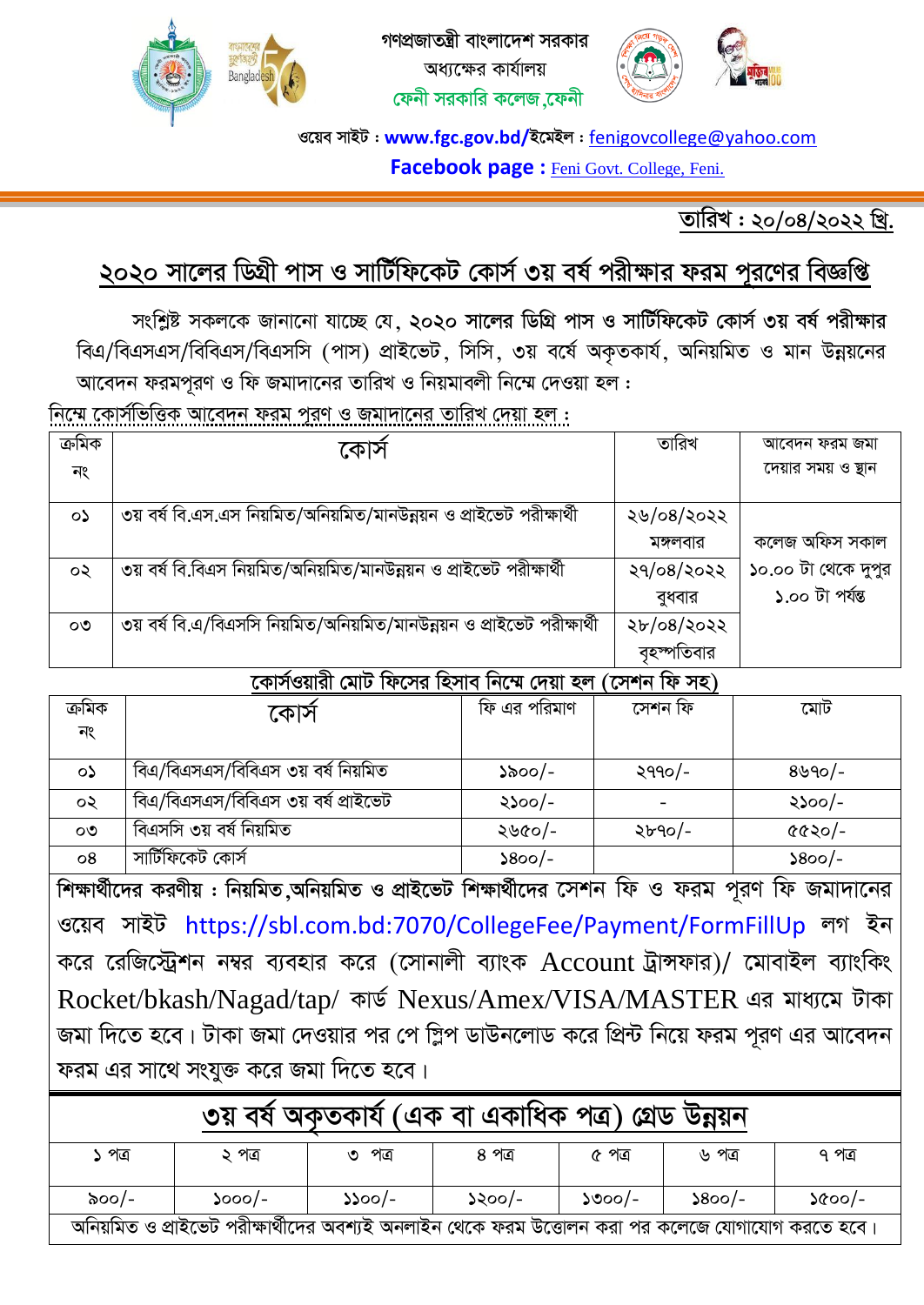গণপ্রজাতন্ত্রী বাংলাদেশ সরকার

অধ্যক্ষের কার্যালয়

ফেনী সরকারি কলেজ,ফেনী

ওয়েব সাইট : **www.fgc.gov.bd/**ইমেইল : fenigovcollege@yahoo.com

**Facebook page :** Feni Govt. College, Feni.

তারিখ : ২০/০৪/২০২২ খ্রি.

## ২০২০ সালের ডিগ্রী পাস ও সার্টিফিকেট কোর্স ৩য় বর্ষ পরীক্ষার ফরম পূরণের বিজ্ঞপ্তি

সংশ্লিষ্ট সকলকে জানানো যাচ্ছে যে, ২০২০ সালের ডিগ্রি পাস ও সার্টিফিকেট কোর্স ৩য় বর্ষ পরীক্ষার বিএ/বিএসএস/বিবিএস/বিএসসি (পাস) প্রাইভেট, সিসি, ৩য় বর্ষে অকৃতকার্য, অনিয়মিত ও মান উন্নয়নের আবেদন ফরমপূরণ ও ফি জমাদানের তারিখ ও নিয়মাবলী নিম্মে দেওয়া হল :

নিম্মে কোর্সভিত্তিক আবেদন ফরম পুরণ ও জমাদানের তারিখ দেয়া হল :

| ক্রমিক নং | কোর্স | তারিখ | আবেদন ফরম জমা দেয়ার সময় ও স্থান |
|---|---|---|---|
| ০১ | ৩য় বর্ষ বি.এস.এস নিয়মিত/অনিয়মিত/মানউন্নয়ন ও প্রাইভেট পরীক্ষার্থী | ২৬/০৪/২০২২ মঙ্গলবার | কলেজ অফিস সকাল ১০.০০ টা থেকে দুপুর ১.০০ টা পর্যন্ত |
| ০২ | ৩য় বর্ষ বি.বিএস নিয়মিত/অনিয়মিত/মানউন্নয়ন ও প্রাইভেট পরীক্ষার্থী | ২৭/০৪/২০২২ বুধবার | |
| ০৩ | ৩য় বর্ষ বি.এ/বিএসসি নিয়মিত/অনিয়মিত/মানউন্নয়ন ও প্রাইভেট পরীক্ষার্থী | ২৮/০৪/২০২২ বৃহস্পতিবার | |

কোর্সওয়ারী মোট ফিসের হিসাব নিম্মে দেয়া হল (সেশন ফি সহ)

| ক্রমিক নং | কোর্স | ফি এর পরিমাণ | সেশন ফি | মোট |
|---|---|---|---|---|
| ০১ | বিএ/বিএসএস/বিবিএস ৩য় বর্ষ নিয়মিত | ১৯০০/- | ২৭৭০/- | ৪৬৭০/- |
| ০২ | বিএ/বিএসএস/বিবিএস ৩য় বর্ষ প্রাইভেট | ২১০০/- | - | ২১০০/- |
| ০৩ | বিএসসি ৩য় বর্ষ নিয়মিত | ২৬৫০/- | ২৮৭০/- | ৫৫২০/- |
| ০৪ | সার্টিফিকেট কোর্স | ১৪০০/- | | ১৪০০/- |

**শিক্ষার্থীদের করণীয় :** নিয়মিত,অনিয়মিত ও প্রাইভেট শিক্ষার্থীদের সেশন ফি ও ফরম পূরণ ফি জমাদানের ওয়েব সাইট https://sbl.com.bd:7070/CollegeFee/Payment/FormFillUp লগ ইন করে রেজিস্ট্রেশন নম্বর ব্যবহার করে (সোনালী ব্যাংক Account ট্রান্সফার)/ মোবাইল ব্যাংকিং Rocket/bkash/Nagad/tap/ কার্ড Nexus/Amex/VISA/MASTER এর মাধ্যমে টাকা জমা দিতে হবে। টাকা জমা দেওয়ার পর পে স্লিপ ডাউনলোড করে প্রিন্ট নিয়ে ফরম পূরণ এর আবেদন ফরম এর সাথে সংযুক্ত করে জমা দিতে হবে।

## ৩য় বর্ষ অকৃতকার্য (এক বা একাধিক পত্র) গ্রেড উন্নয়ন

| ১ পত্র | ২ পত্র | ৩ পত্র | ৪ পত্র | ৫ পত্র | ৬ পত্র | ৭ পত্র |
|---|---|---|---|---|---|---|
| ৯০০/- | ১০০০/- | ১১০০/- | ১২০০/- | ১৩০০/- | ১৪০০/- | ১৫০০/- |

অনিয়মিত ও প্রাইভেট পরীক্ষার্থীদের অবশ্যই অনলাইন থেকে ফরম উত্তোলন করা পর কলেজে যোগাযোগ করতে হবে।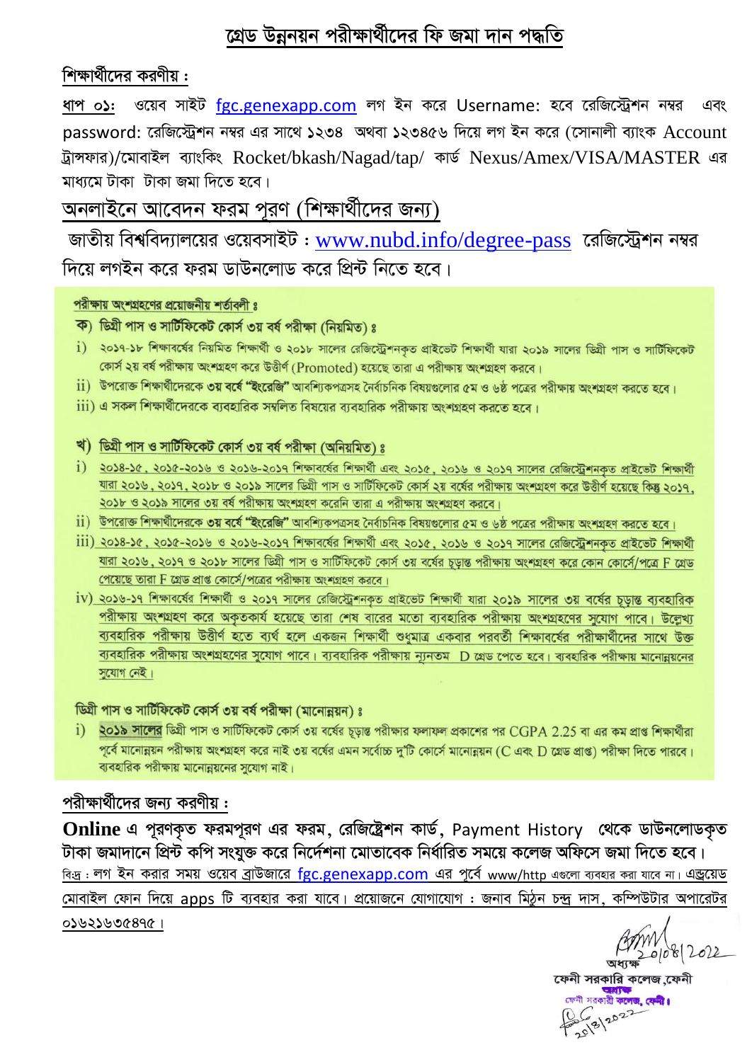# গ্রেড উন্নয়ন পরীক্ষার্থীদের ফি জমা দান পদ্ধতি

## শিক্ষার্থীদের করণীয় :

**ধাপ ০১:** ওয়েব সাইট fgc.genexapp.com লগ ইন করে Username: হবে রেজিস্ট্রেশন নম্বর এবং password: রেজিস্ট্রেশন নম্বর এর সাথে ১২৩৪ অথবা ১২৩৪৫৬ দিয়ে লগ ইন করে (সোনালী ব্যাংক Account ট্রান্সফার)/মোবাইল ব্যাংকিং Rocket/bkash/Nagad/tap/ কার্ড Nexus/Amex/VISA/MASTER এর মাধ্যমে টাকা টাকা জমা দিতে হবে।

## অনলাইনে আবেদন ফরম পূরণ (শিক্ষার্থীদের জন্য)

জাতীয় বিশ্ববিদ্যালয়ের ওয়েবসাইট : www.nubd.info/degree-pass রেজিস্ট্রেশন নম্বর দিয়ে লগইন করে ফরম ডাউনলোড করে প্রিন্ট নিতে হবে।

**পরীক্ষায় অংশগ্রহণের প্রয়োজনীয় শর্তাবলী ঃ**

### ক) ডিগ্রী পাস ও সার্টিফিকেট কোর্স ৩য় বর্ষ পরীক্ষা (নিয়মিত) ঃ

i) ২০১৭-১৮ শিক্ষাবর্ষের নিয়মিত শিক্ষার্থী ও ২০১৮ সালের রেজিস্ট্রেশনকৃত প্রাইভেট শিক্ষার্থী যারা ২০১৯ সালের ডিগ্রী পাস ও সার্টিফিকেট কোর্সে ২য় বর্ষ পরীক্ষায় অংশগ্রহণ করে উত্তীর্ণ (Promoted) হয়েছে তারা এ পরীক্ষায় অংশগ্রহণ করবে।

ii) উপরোক্ত শিক্ষার্থীদেরকে **৩য় বর্ষে "ইংরেজি"** আবশ্যিকপত্রসহ নৈর্বাচনিক বিষয়গুলোর ৫ম ও ৬ষ্ঠ পত্রের পরীক্ষায় অংশগ্রহণ করতে হবে।

iii) এ সকল শিক্ষার্থীদেরকে ব্যবহারিক সম্বলিত বিষয়ের ব্যবহারিক পরীক্ষায় অংশগ্রহণ করতে হবে।

### খ) ডিগ্রী পাস ও সার্টিফিকেট কোর্স ৩য় বর্ষ পরীক্ষা (অনিয়মিত) ঃ

i) ২০১৪-১৫, ২০১৫-২০১৬ ও ২০১৬-২০১৭ শিক্ষাবর্ষের শিক্ষার্থী এবং ২০১৫, ২০১৬ ও ২০১৭ সালের রেজিস্ট্রেশনকৃত প্রাইভেট শিক্ষার্থী যারা ২০১৬, ২০১৭, ২০১৮ ও ২০১৯ সালের ডিগ্রী পাস ও সার্টিফিকেট কোর্স ২য় বর্ষের পরীক্ষায় অংশগ্রহণ করে উত্তীর্ণ হয়েছে কিন্তু ২০১৭, ২০১৮ ও ২০১৯ সালের ৩য় বর্ষ পরীক্ষায় অংশগ্রহণ করেনি তারা এ পরীক্ষায় অংশগ্রহণ করবে।

ii) উপরোক্ত শিক্ষার্থীদেরকে **৩য় বর্ষে "ইংরেজি"** আবশ্যিকপত্রসহ নৈর্বাচনিক বিষয়গুলোর ৫ম ও ৬ষ্ঠ পত্রের পরীক্ষায় অংশগ্রহণ করতে হবে।

iii) ২০১৪-১৫, ২০১৫-২০১৬ ও ২০১৬-২০১৭ শিক্ষাবর্ষের শিক্ষার্থী এবং ২০১৫, ২০১৬ ও ২০১৭ সালের রেজিস্ট্রেশনকৃত প্রাইভেট শিক্ষার্থী যারা ২০১৬, ২০১৭ ও ২০১৮ সালের ডিগ্রী পাস ও সার্টিফিকেট কোর্স ৩য় বর্ষের চূড়ান্ত পরীক্ষায় অংশগ্রহণ করে কোন কোর্সে/পত্রে F গ্রেড পেয়েছে তারা F গ্রেড প্রাপ্ত কোর্সে/পত্রের পরীক্ষায় অংশগ্রহণ করবে।

iv) ২০১৬-১৭ শিক্ষাবর্ষের শিক্ষার্থী ও ২০১৭ সালের রেজিস্ট্রেশনকৃত প্রাইভেট শিক্ষার্থী যারা ২০১৯ সালের ৩য় বর্ষের চূড়ান্ত ব্যবহারিক পরীক্ষায় অংশগ্রহণ করে অকৃতকার্য হয়েছে তারা শেষ বারের মতো ব্যবহারিক পরীক্ষায় অংশগ্রহণের সুযোগ পাবে। উল্লেখ্য ব্যবহারিক পরীক্ষায় উত্তীর্ণ হতে ব্যর্থ হলে একজন শিক্ষার্থী শুধুমাত্র একবার পরবর্তী শিক্ষাবর্ষের পরীক্ষার্থীদের সাথে উক্ত ব্যবহারিক পরীক্ষায় অংশগ্রহণের সুযোগ পাবে। ব্যবহারিক পরীক্ষায় ন্যূনতম D গ্রেড পেতে হবে। ব্যবহারিক পরীক্ষায় মানোন্নয়নের সুযোগ নেই।

### ডিগ্রী পাস ও সার্টিফিকেট কোর্স ৩য় বর্ষ পরীক্ষা (মানোন্নয়ন) ঃ

i) **২০১৯ সালের** ডিগ্রী পাস ও সার্টিফিকেট কোর্স ৩য় বর্ষের চূড়ান্ত পরীক্ষার ফলাফল প্রকাশের পর CGPA 2.25 বা এর কম প্রাপ্ত শিক্ষার্থীরা পূর্বে মানোন্নয়ন পরীক্ষায় অংশগ্রহণ করে নাই ৩য় বর্ষের এমন সর্বোচ্চ দু'টি কোর্সে মানোন্নয়ন (C এবং D গ্রেড প্রাপ্ত) পরীক্ষা দিতে পারবে। ব্যবহারিক পরীক্ষায় মানোন্নয়নের সুযোগ নাই।

## পরীক্ষার্থীদের জন্য করণীয় :

**Online** এ পূরণকৃত ফরমপূরণ এর ফরম, রেজিষ্ট্রেশন কার্ড, Payment History থেকে ডাউনলোডকৃত টাকা জমাদানে প্রিন্ট কপি সংযুক্ত করে নির্দেশনা মোতাবেক নির্ধারিত সময়ে কলেজ অফিসে জমা দিতে হবে।

বিদ্র : লগ ইন করার সময় ওয়েব ব্রাউজারে fgc.genexapp.com এর পূর্বে www/http এগুলো ব্যবহার করা যাবে না। এন্ড্রয়েড মোবাইল ফোন দিয়ে apps টি ব্যবহার করা যাবে। প্রয়োজনে যোগাযোগ : জনাব মিঠুন চন্দ্র দাস, কম্পিউটার অপারেটর ০১৬২১৬৩৫৪৭৫।

২০/০৮/২০২২

অধ্যক্ষ

ফেনী সরকারি কলেজ,ফেনী